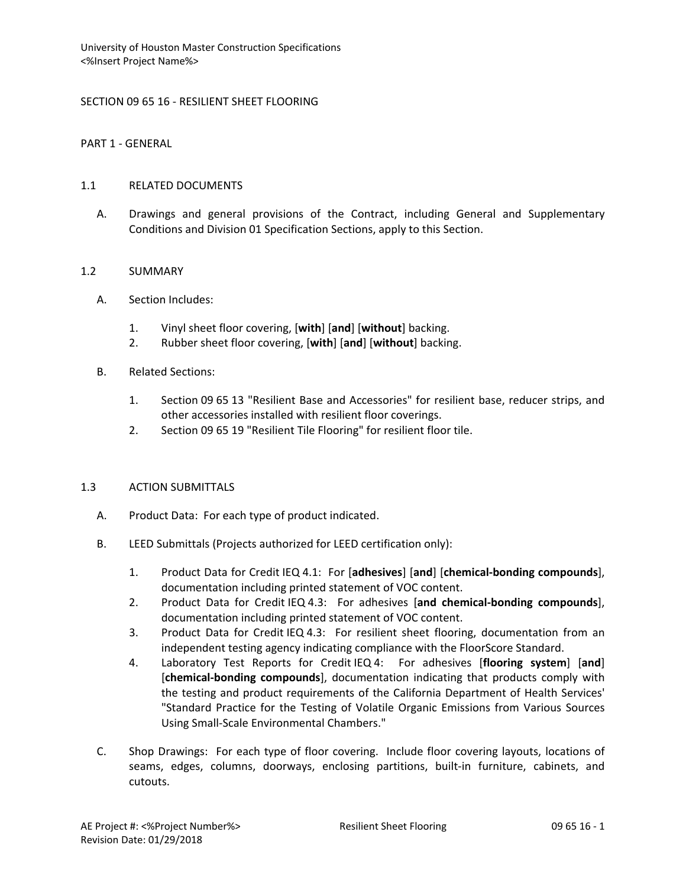SECTION 09 65 16 - RESILIENT SHEET FLOORING

PART 1 - GENERAL

1.1 RELATED DOCUMENTS

A. Drawings and general provisions of the Contract, including General and Supplementary Conditions and Division 01 Specification Sections, apply to this Section.

1.2 SUMMARY

A. Section Includes:

1. Vinyl sheet floor covering, [**with**] [**and**] [**without**] backing.
2. Rubber sheet floor covering, [**with**] [**and**] [**without**] backing.

B. Related Sections:

1. Section 09 65 13 "Resilient Base and Accessories" for resilient base, reducer strips, and other accessories installed with resilient floor coverings.
2. Section 09 65 19 "Resilient Tile Flooring" for resilient floor tile.

1.3 ACTION SUBMITTALS

A. Product Data: For each type of product indicated.

B. LEED Submittals (Projects authorized for LEED certification only):

1. Product Data for Credit IEQ 4.1: For [**adhesives**] [**and**] [**chemical-bonding compounds**], documentation including printed statement of VOC content.
2. Product Data for Credit IEQ 4.3: For adhesives [**and chemical-bonding compounds**], documentation including printed statement of VOC content.
3. Product Data for Credit IEQ 4.3: For resilient sheet flooring, documentation from an independent testing agency indicating compliance with the FloorScore Standard.
4. Laboratory Test Reports for Credit IEQ 4: For adhesives [**flooring system**] [**and**] [**chemical-bonding compounds**], documentation indicating that products comply with the testing and product requirements of the California Department of Health Services' "Standard Practice for the Testing of Volatile Organic Emissions from Various Sources Using Small-Scale Environmental Chambers."

C. Shop Drawings: For each type of floor covering. Include floor covering layouts, locations of seams, edges, columns, doorways, enclosing partitions, built-in furniture, cabinets, and cutouts.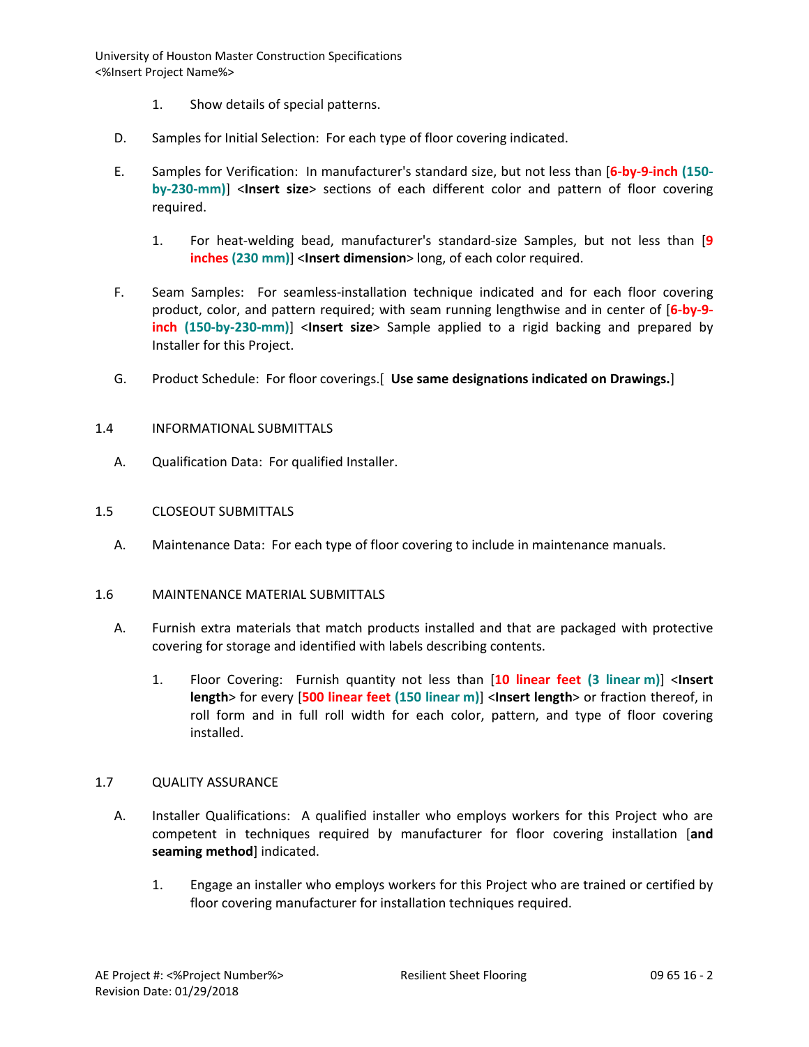1. Show details of special patterns.

D. Samples for Initial Selection: For each type of floor covering indicated.

E. Samples for Verification: In manufacturer's standard size, but not less than [**6-by-9-inch (150-by-230-mm)**] <**Insert size**> sections of each different color and pattern of floor covering required.

1. For heat-welding bead, manufacturer's standard-size Samples, but not less than [**9 inches (230 mm)**] <**Insert dimension**> long, of each color required.

F. Seam Samples: For seamless-installation technique indicated and for each floor covering product, color, and pattern required; with seam running lengthwise and in center of [**6-by-9-inch (150-by-230-mm)**] <**Insert size**> Sample applied to a rigid backing and prepared by Installer for this Project.

G. Product Schedule: For floor coverings.[ **Use same designations indicated on Drawings.**]

## 1.4 INFORMATIONAL SUBMITTALS

A. Qualification Data: For qualified Installer.

## 1.5 CLOSEOUT SUBMITTALS

A. Maintenance Data: For each type of floor covering to include in maintenance manuals.

## 1.6 MAINTENANCE MATERIAL SUBMITTALS

A. Furnish extra materials that match products installed and that are packaged with protective covering for storage and identified with labels describing contents.

1. Floor Covering: Furnish quantity not less than [**10 linear feet (3 linear m)**] <**Insert length**> for every [**500 linear feet (150 linear m)**] <**Insert length**> or fraction thereof, in roll form and in full roll width for each color, pattern, and type of floor covering installed.

## 1.7 QUALITY ASSURANCE

A. Installer Qualifications: A qualified installer who employs workers for this Project who are competent in techniques required by manufacturer for floor covering installation [**and seaming method**] indicated.

1. Engage an installer who employs workers for this Project who are trained or certified by floor covering manufacturer for installation techniques required.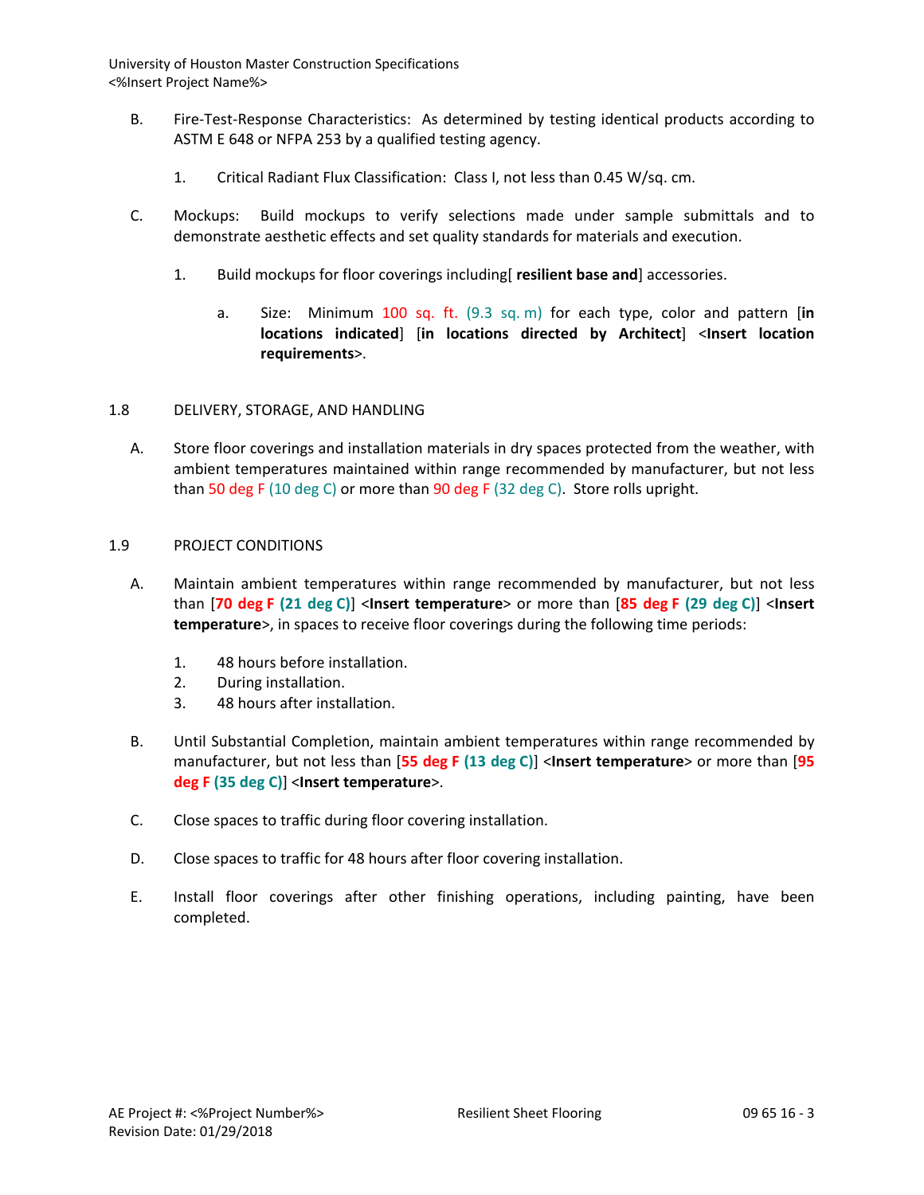B. Fire-Test-Response Characteristics: As determined by testing identical products according to ASTM E 648 or NFPA 253 by a qualified testing agency.

1. Critical Radiant Flux Classification: Class I, not less than 0.45 W/sq. cm.

C. Mockups: Build mockups to verify selections made under sample submittals and to demonstrate aesthetic effects and set quality standards for materials and execution.

1. Build mockups for floor coverings including[ **resilient base and**] accessories.

a. Size: Minimum 100 sq. ft. (9.3 sq. m) for each type, color and pattern [**in locations indicated**] [**in locations directed by Architect**] <**Insert location requirements**>.

## 1.8 DELIVERY, STORAGE, AND HANDLING

A. Store floor coverings and installation materials in dry spaces protected from the weather, with ambient temperatures maintained within range recommended by manufacturer, but not less than 50 deg F (10 deg C) or more than 90 deg F (32 deg C). Store rolls upright.

## 1.9 PROJECT CONDITIONS

A. Maintain ambient temperatures within range recommended by manufacturer, but not less than [**70 deg F (21 deg C)**] <**Insert temperature**> or more than [**85 deg F (29 deg C)**] <**Insert temperature**>, in spaces to receive floor coverings during the following time periods:

1. 48 hours before installation.
2. During installation.
3. 48 hours after installation.

B. Until Substantial Completion, maintain ambient temperatures within range recommended by manufacturer, but not less than [**55 deg F (13 deg C)**] <**Insert temperature**> or more than [**95 deg F (35 deg C)**] <**Insert temperature**>.

C. Close spaces to traffic during floor covering installation.

D. Close spaces to traffic for 48 hours after floor covering installation.

E. Install floor coverings after other finishing operations, including painting, have been completed.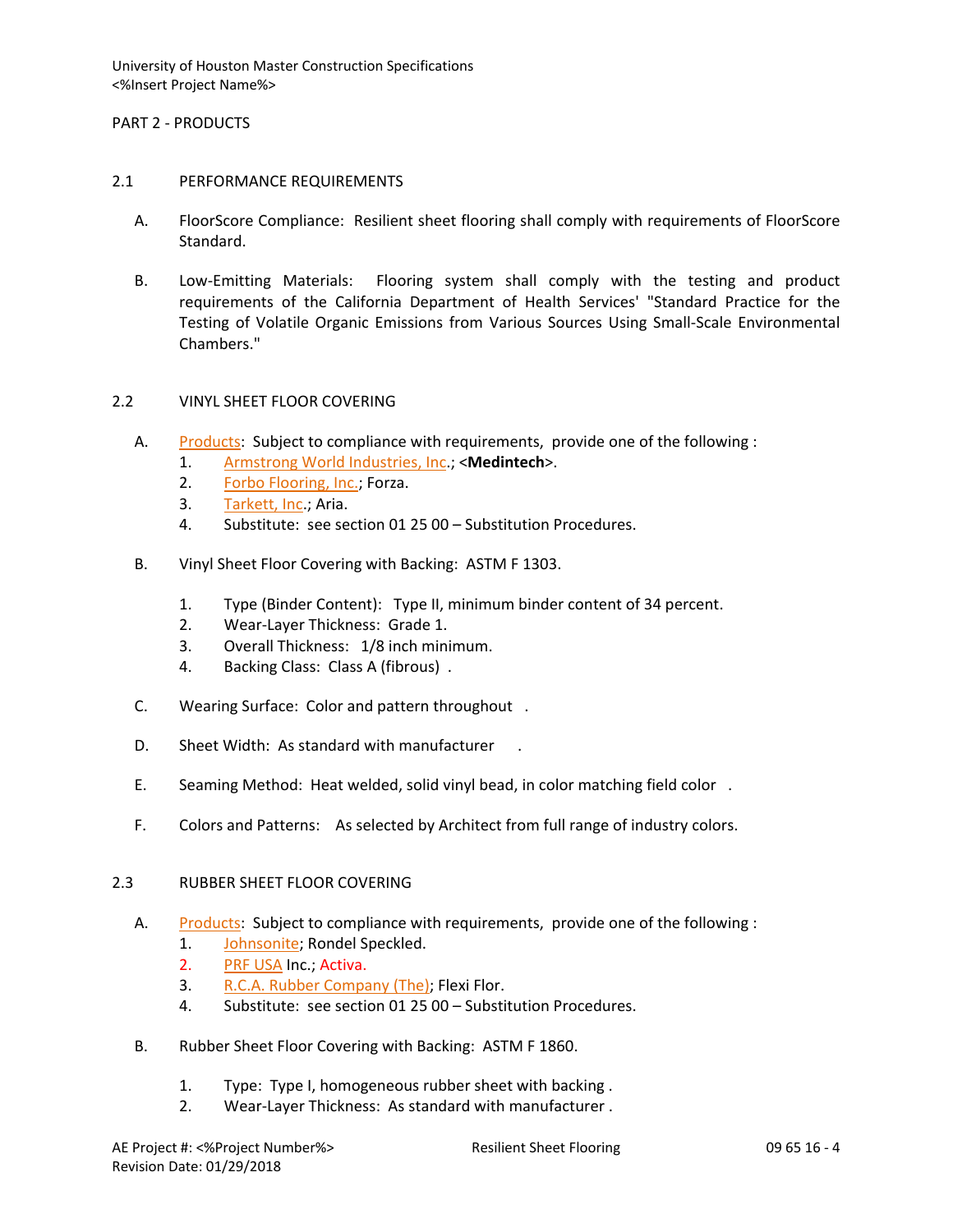PART 2 - PRODUCTS

## 2.1 PERFORMANCE REQUIREMENTS

A. FloorScore Compliance: Resilient sheet flooring shall comply with requirements of FloorScore Standard.

B. Low-Emitting Materials: Flooring system shall comply with the testing and product requirements of the California Department of Health Services' "Standard Practice for the Testing of Volatile Organic Emissions from Various Sources Using Small-Scale Environmental Chambers."

## 2.2 VINYL SHEET FLOOR COVERING

A. Products: Subject to compliance with requirements, provide one of the following :
   1. Armstrong World Industries, Inc.; <**Medintech**>.
   2. Forbo Flooring, Inc.; Forza.
   3. Tarkett, Inc.; Aria.
   4. Substitute: see section 01 25 00 – Substitution Procedures.

B. Vinyl Sheet Floor Covering with Backing: ASTM F 1303.

   1. Type (Binder Content): Type II, minimum binder content of 34 percent.
   2. Wear-Layer Thickness: Grade 1.
   3. Overall Thickness: 1/8 inch minimum.
   4. Backing Class: Class A (fibrous) .

C. Wearing Surface: Color and pattern throughout .

D. Sheet Width: As standard with manufacturer .

E. Seaming Method: Heat welded, solid vinyl bead, in color matching field color .

F. Colors and Patterns: As selected by Architect from full range of industry colors.

## 2.3 RUBBER SHEET FLOOR COVERING

A. Products: Subject to compliance with requirements, provide one of the following :
   1. Johnsonite; Rondel Speckled.
   2. PRF USA Inc.; Activa.
   3. R.C.A. Rubber Company (The); Flexi Flor.
   4. Substitute: see section 01 25 00 – Substitution Procedures.

B. Rubber Sheet Floor Covering with Backing: ASTM F 1860.

   1. Type: Type I, homogeneous rubber sheet with backing .
   2. Wear-Layer Thickness: As standard with manufacturer .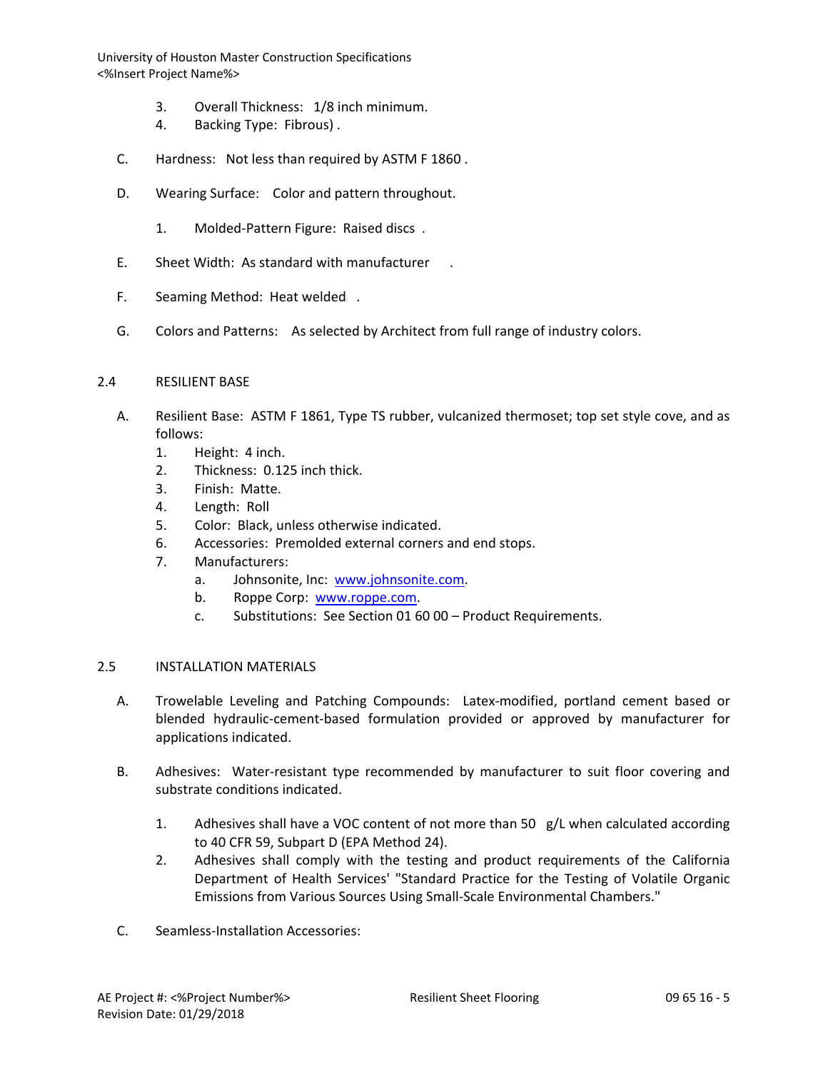3. Overall Thickness: 1/8 inch minimum.
4. Backing Type: Fibrous) .

C. Hardness: Not less than required by ASTM F 1860 .

D. Wearing Surface: Color and pattern throughout.

1. Molded-Pattern Figure: Raised discs .

E. Sheet Width: As standard with manufacturer .

F. Seaming Method: Heat welded .

G. Colors and Patterns: As selected by Architect from full range of industry colors.

## 2.4 RESILIENT BASE

A. Resilient Base: ASTM F 1861, Type TS rubber, vulcanized thermoset; top set style cove, and as follows:
   1. Height: 4 inch.
   2. Thickness: 0.125 inch thick.
   3. Finish: Matte.
   4. Length: Roll
   5. Color: Black, unless otherwise indicated.
   6. Accessories: Premolded external corners and end stops.
   7. Manufacturers:
      a. Johnsonite, Inc: www.johnsonite.com.
      b. Roppe Corp: www.roppe.com.
      c. Substitutions: See Section 01 60 00 – Product Requirements.

## 2.5 INSTALLATION MATERIALS

A. Trowelable Leveling and Patching Compounds: Latex-modified, portland cement based or blended hydraulic-cement-based formulation provided or approved by manufacturer for applications indicated.

B. Adhesives: Water-resistant type recommended by manufacturer to suit floor covering and substrate conditions indicated.

1. Adhesives shall have a VOC content of not more than 50 g/L when calculated according to 40 CFR 59, Subpart D (EPA Method 24).
2. Adhesives shall comply with the testing and product requirements of the California Department of Health Services' "Standard Practice for the Testing of Volatile Organic Emissions from Various Sources Using Small-Scale Environmental Chambers."

C. Seamless-Installation Accessories: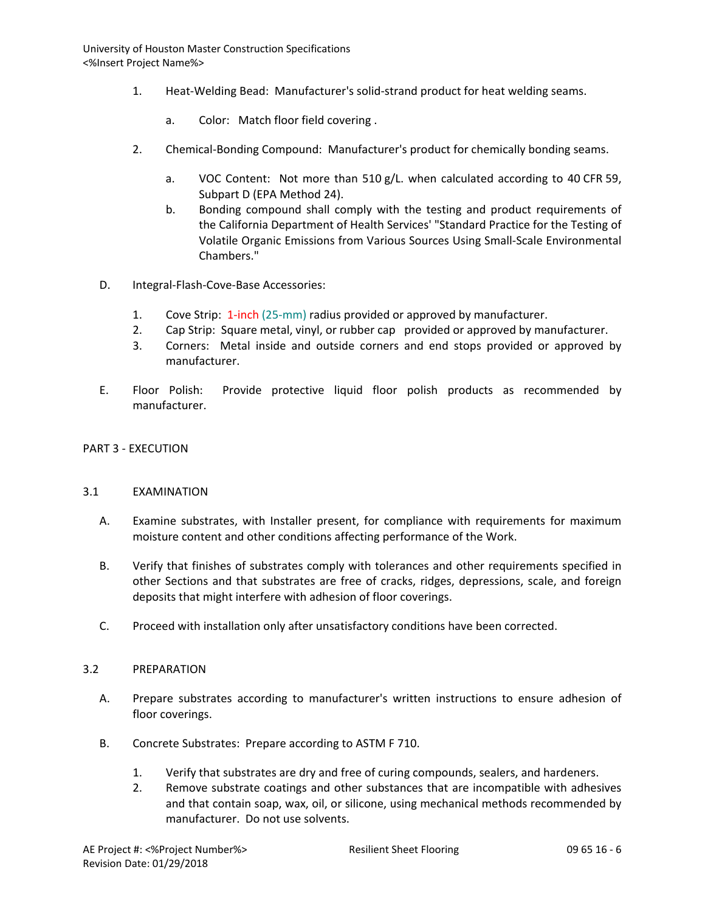1. Heat-Welding Bead: Manufacturer's solid-strand product for heat welding seams.

   a. Color: Match floor field covering .

2. Chemical-Bonding Compound: Manufacturer's product for chemically bonding seams.

   a. VOC Content: Not more than 510 g/L. when calculated according to 40 CFR 59, Subpart D (EPA Method 24).
   b. Bonding compound shall comply with the testing and product requirements of the California Department of Health Services' "Standard Practice for the Testing of Volatile Organic Emissions from Various Sources Using Small-Scale Environmental Chambers."

D. Integral-Flash-Cove-Base Accessories:

1. Cove Strip: 1-inch (25-mm) radius provided or approved by manufacturer.
2. Cap Strip: Square metal, vinyl, or rubber cap provided or approved by manufacturer.
3. Corners: Metal inside and outside corners and end stops provided or approved by manufacturer.

E. Floor Polish: Provide protective liquid floor polish products as recommended by manufacturer.

## PART 3 - EXECUTION

### 3.1 EXAMINATION

A. Examine substrates, with Installer present, for compliance with requirements for maximum moisture content and other conditions affecting performance of the Work.

B. Verify that finishes of substrates comply with tolerances and other requirements specified in other Sections and that substrates are free of cracks, ridges, depressions, scale, and foreign deposits that might interfere with adhesion of floor coverings.

C. Proceed with installation only after unsatisfactory conditions have been corrected.

### 3.2 PREPARATION

A. Prepare substrates according to manufacturer's written instructions to ensure adhesion of floor coverings.

B. Concrete Substrates: Prepare according to ASTM F 710.

1. Verify that substrates are dry and free of curing compounds, sealers, and hardeners.
2. Remove substrate coatings and other substances that are incompatible with adhesives and that contain soap, wax, oil, or silicone, using mechanical methods recommended by manufacturer. Do not use solvents.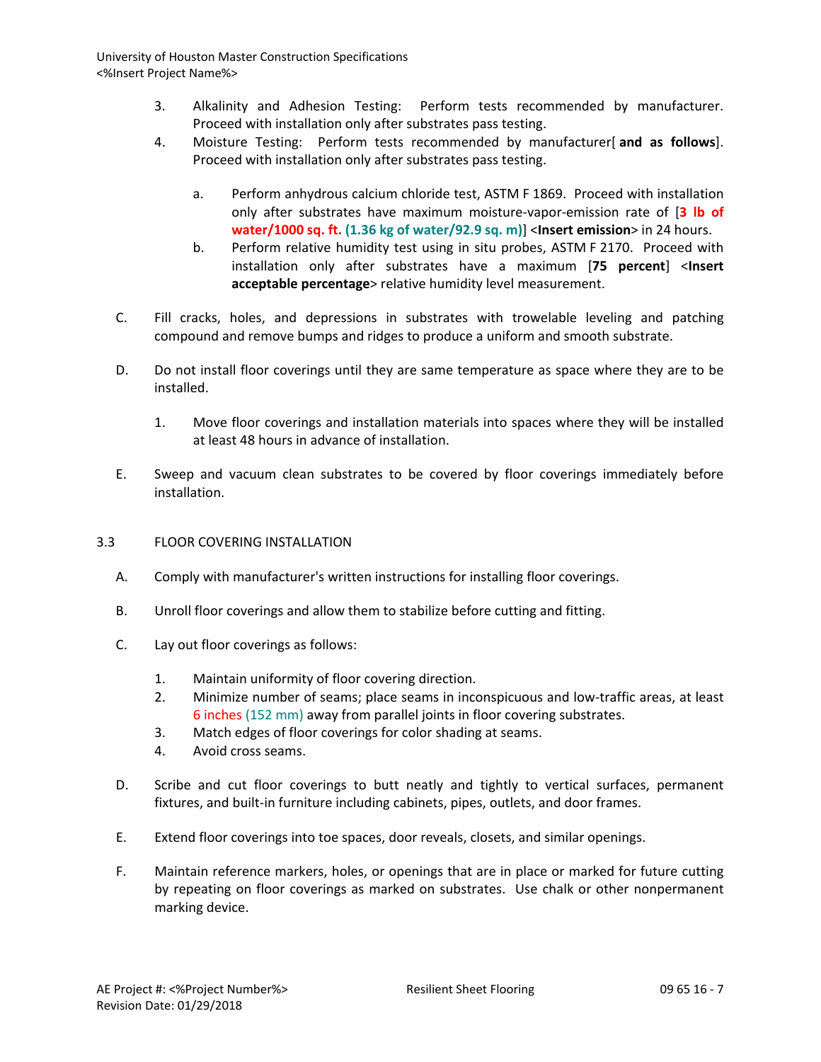3. Alkalinity and Adhesion Testing: Perform tests recommended by manufacturer. Proceed with installation only after substrates pass testing.
4. Moisture Testing: Perform tests recommended by manufacturer[ **and as follows**]. Proceed with installation only after substrates pass testing.

   a. Perform anhydrous calcium chloride test, ASTM F 1869. Proceed with installation only after substrates have maximum moisture-vapor-emission rate of [**3 lb of water/1000 sq. ft. (1.36 kg of water/92.9 sq. m)**] <**Insert emission**> in 24 hours.
   b. Perform relative humidity test using in situ probes, ASTM F 2170. Proceed with installation only after substrates have a maximum [**75 percent**] <**Insert acceptable percentage**> relative humidity level measurement.

C. Fill cracks, holes, and depressions in substrates with trowelable leveling and patching compound and remove bumps and ridges to produce a uniform and smooth substrate.

D. Do not install floor coverings until they are same temperature as space where they are to be installed.

   1. Move floor coverings and installation materials into spaces where they will be installed at least 48 hours in advance of installation.

E. Sweep and vacuum clean substrates to be covered by floor coverings immediately before installation.

## 3.3 FLOOR COVERING INSTALLATION

A. Comply with manufacturer's written instructions for installing floor coverings.

B. Unroll floor coverings and allow them to stabilize before cutting and fitting.

C. Lay out floor coverings as follows:

   1. Maintain uniformity of floor covering direction.
   2. Minimize number of seams; place seams in inconspicuous and low-traffic areas, at least 6 inches (152 mm) away from parallel joints in floor covering substrates.
   3. Match edges of floor coverings for color shading at seams.
   4. Avoid cross seams.

D. Scribe and cut floor coverings to butt neatly and tightly to vertical surfaces, permanent fixtures, and built-in furniture including cabinets, pipes, outlets, and door frames.

E. Extend floor coverings into toe spaces, door reveals, closets, and similar openings.

F. Maintain reference markers, holes, or openings that are in place or marked for future cutting by repeating on floor coverings as marked on substrates. Use chalk or other nonpermanent marking device.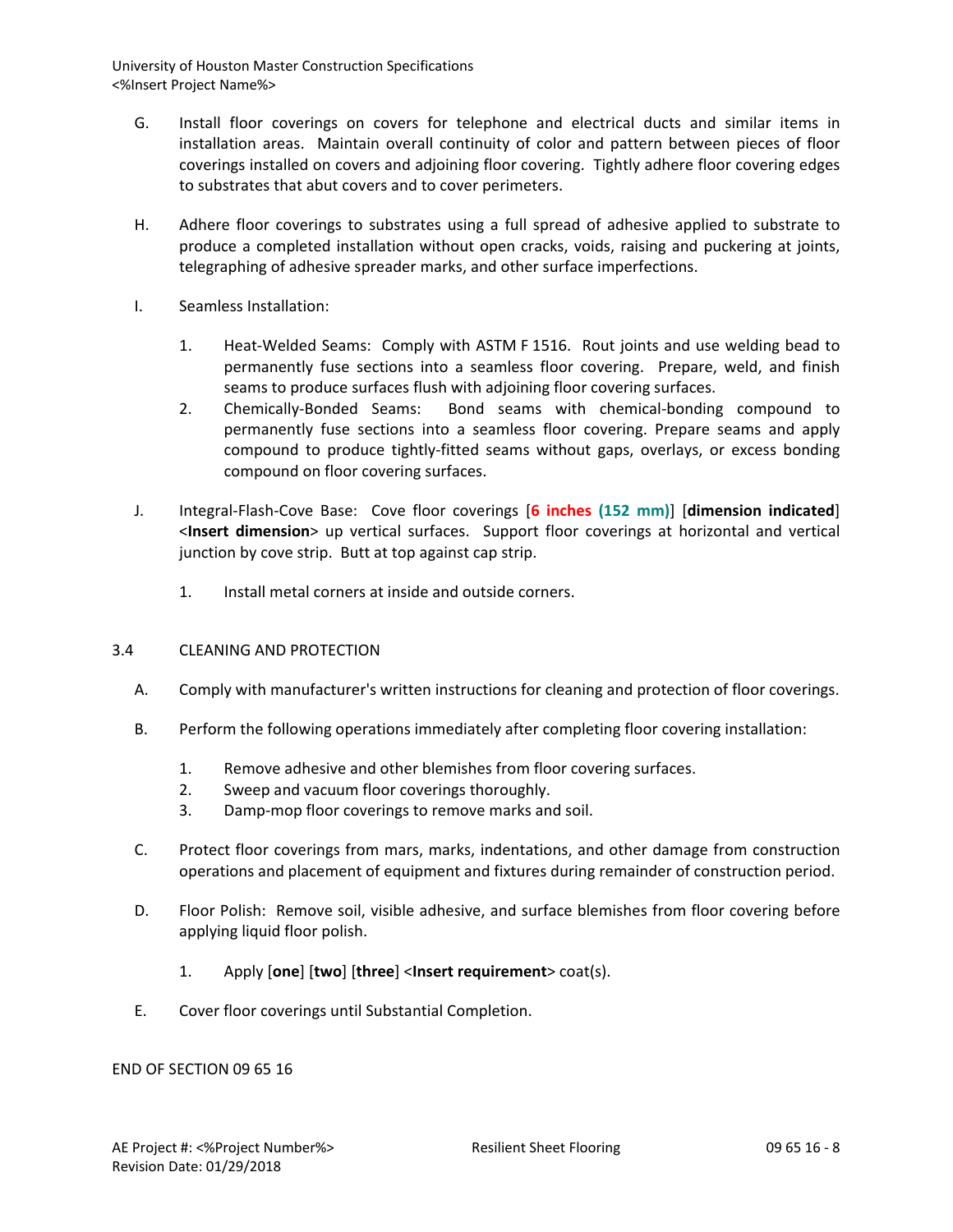G. Install floor coverings on covers for telephone and electrical ducts and similar items in installation areas. Maintain overall continuity of color and pattern between pieces of floor coverings installed on covers and adjoining floor covering. Tightly adhere floor covering edges to substrates that abut covers and to cover perimeters.

H. Adhere floor coverings to substrates using a full spread of adhesive applied to substrate to produce a completed installation without open cracks, voids, raising and puckering at joints, telegraphing of adhesive spreader marks, and other surface imperfections.

I. Seamless Installation:

1. Heat-Welded Seams: Comply with ASTM F 1516. Rout joints and use welding bead to permanently fuse sections into a seamless floor covering. Prepare, weld, and finish seams to produce surfaces flush with adjoining floor covering surfaces.
2. Chemically-Bonded Seams: Bond seams with chemical-bonding compound to permanently fuse sections into a seamless floor covering. Prepare seams and apply compound to produce tightly-fitted seams without gaps, overlays, or excess bonding compound on floor covering surfaces.

J. Integral-Flash-Cove Base: Cove floor coverings [**6 inches (152 mm)**] [**dimension indicated**] <**Insert dimension**> up vertical surfaces. Support floor coverings at horizontal and vertical junction by cove strip. Butt at top against cap strip.

1. Install metal corners at inside and outside corners.

## 3.4 CLEANING AND PROTECTION

A. Comply with manufacturer's written instructions for cleaning and protection of floor coverings.

B. Perform the following operations immediately after completing floor covering installation:

1. Remove adhesive and other blemishes from floor covering surfaces.
2. Sweep and vacuum floor coverings thoroughly.
3. Damp-mop floor coverings to remove marks and soil.

C. Protect floor coverings from mars, marks, indentations, and other damage from construction operations and placement of equipment and fixtures during remainder of construction period.

D. Floor Polish: Remove soil, visible adhesive, and surface blemishes from floor covering before applying liquid floor polish.

1. Apply [**one**] [**two**] [**three**] <**Insert requirement**> coat(s).

E. Cover floor coverings until Substantial Completion.

END OF SECTION 09 65 16